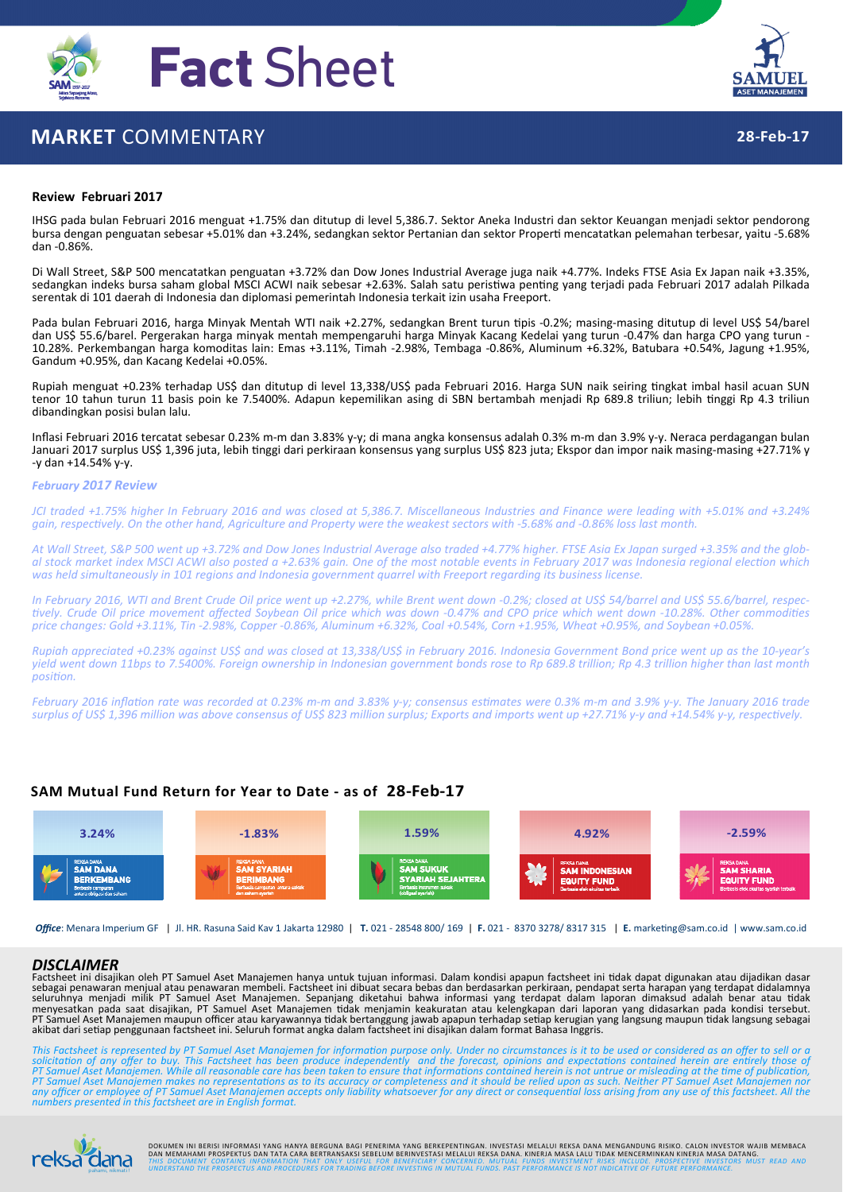# Fact Sheet

## MARKET COMMENTARY

28-Feb-17

### Review Februari 2017

IHSG pada bulan Februari 2016 menguat +1.75% dan ditutup di level 5,386.7. Sektor Aneka Industri dan sektor Keuangan menjadi sektor pendorong bursa dengan penguatan sebesar +5.01% dan +3.24%, sedangkan sektor Pertanian dan sektor Properti mencatatkan pelemahan terbesar, yaitu -5.68% dan -0.86%.

Di Wall Street, S&P 500 mencatatkan penguatan +3.72% dan Dow Jones Industrial Average juga naik +4.77%. Indeks FTSE Asia Ex Japan naik +3.35%, sedangkan indeks bursa saham global MSCI ACWI naik sebesar +2.63%. Salah satu peristiwa penting yang terjadi pada Februari 2017 adalah Pilkada serentak di 101 daerah di Indonesia dan diplomasi pemerintah Indonesia terkait izin usaha Freeport.

Pada bulan Februari 2016, harga Minyak Mentah WTI naik +2.27%, sedangkan Brent turun tipis -0.2%; masing-masing ditutup di level US$ 54/barel dan US$ 55.6/barel. Pergerakan harga minyak mentah mempengaruhi harga Minyak Kacang Kedelai yang turun -0.47% dan harga CPO yang turun -10.28%. Perkembangan harga komoditas lain: Emas +3.11%, Timah -2.98%, Tembaga -0.86%, Aluminum +6.32%, Batubara +0.54%, Jagung +1.95%, Gandum +0.95%, dan Kacang Kedelai +0.05%.

Rupiah menguat +0.23% terhadap US$ dan ditutup di level 13,338/US$ pada Februari 2016. Harga SUN naik seiring tingkat imbal hasil acuan SUN tenor 10 tahun turun 11 basis poin ke 7.5400%. Adapun kepemilikan asing di SBN bertambah menjadi Rp 689.8 triliun; lebih tinggi Rp 4.3 triliun dibandingkan posisi bulan lalu.

Inflasi Februari 2016 tercatat sebesar 0.23% m-m dan 3.83% y-y; di mana angka konsensus adalah 0.3% m-m dan 3.9% y-y. Neraca perdagangan bulan Januari 2017 surplus US$ 1,396 juta, lebih tinggi dari perkiraan konsensus yang surplus US$ 823 juta; Ekspor dan impor naik masing-masing +27.71% y-y dan +14.54% y-y.

### *February 2017 Review*

*JCI traded +1.75% higher In February 2016 and was closed at 5,386.7. Miscellaneous Industries and Finance were leading with +5.01% and +3.24% gain, respectively. On the other hand, Agriculture and Property were the weakest sectors with -5.68% and -0.86% loss last month.*

*At Wall Street, S&P 500 went up +3.72% and Dow Jones Industrial Average also traded +4.77% higher. FTSE Asia Ex Japan surged +3.35% and the global stock market index MSCI ACWI also posted a +2.63% gain. One of the most notable events in February 2017 was Indonesia regional election which was held simultaneously in 101 regions and Indonesia government quarrel with Freeport regarding its business license.*

*In February 2016, WTI and Brent Crude Oil price went up +2.27%, while Brent went down -0.2%; closed at US$ 54/barrel and US$ 55.6/barrel, respectively. Crude Oil price movement affected Soybean Oil price which was down -0.47% and CPO price which went down -10.28%. Other commodities price changes: Gold +3.11%, Tin -2.98%, Copper -0.86%, Aluminum +6.32%, Coal +0.54%, Corn +1.95%, Wheat +0.95%, and Soybean +0.05%.*

*Rupiah appreciated +0.23% against US$ and was closed at 13,338/US$ in February 2016. Indonesia Government Bond price went up as the 10-year's yield went down 11bps to 7.5400%. Foreign ownership in Indonesian government bonds rose to Rp 689.8 trillion; Rp 4.3 trillion higher than last month position.*

*February 2016 inflation rate was recorded at 0.23% m-m and 3.83% y-y; consensus estimates were 0.3% m-m and 3.9% y-y. The January 2016 trade surplus of US$ 1,396 million was above consensus of US$ 823 million surplus; Exports and imports went up +27.71% y-y and +14.54% y-y, respectively.*

### SAM Mutual Fund Return for Year to Date - as of 28-Feb-17

| Reksa Dana | Return YTD |
|---|---|
| SAM Dana Berkembang (Berbasis campuran antara obligasi dan saham) | 3.24% |
| SAM Syariah Berimbang (Berbasis campuran antara sukuk dan saham syariah) | -1.83% |
| SAM Sukuk Syariah Sejahtera (Berbasis instrumen sukuk (obligasi syariah)) | 1.59% |
| SAM Indonesian Equity Fund (Berbasis efek ekuitas terbaik) | 4.92% |
| SAM Sharia Equity Fund (Berbasis efek ekuitas syariah terbaik) | -2.59% |

***Office***: Menara Imperium GF | Jl. HR. Rasuna Said Kav 1 Jakarta 12980 | **T.** 021 - 28548 800/ 169 | **F.** 021 - 8370 3278/ 8317 315 | **E.** marketing@sam.co.id | www.sam.co.id

### *DISCLAIMER*

Factsheet ini disajikan oleh PT Samuel Aset Manajemen hanya untuk tujuan informasi. Dalam kondisi apapun factsheet ini tidak dapat digunakan atau dijadikan dasar sebagai penawaran menjual atau penawaran membeli. Factsheet ini dibuat secara bebas dan berdasarkan perkiraan, pendapat serta harapan yang terdapat didalamnya seluruhnya menjadi milik PT Samuel Aset Manajemen. Sepanjang diketahui bahwa informasi yang terdapat dalam laporan dimaksud adalah benar atau tidak menyesatkan pada saat disajikan, PT Samuel Aset Manajemen tidak menjamin keakuratan atau kelengkapan dari laporan yang didasarkan pada kondisi tersebut. PT Samuel Aset Manajemen maupun officer atau karyawannya tidak bertanggung jawab apapun terhadap setiap kerugian yang langsung maupun tidak langsung sebagai akibat dari setiap penggunaan factsheet ini. Seluruh format angka dalam factsheet ini disajikan dalam format Bahasa Inggris.

*This Factsheet is represented by PT Samuel Aset Manajemen for information purpose only. Under no circumstances is it to be used or considered as an offer to sell or a solicitation of any offer to buy. This Factsheet has been produce independently and the forecast, opinions and expectations contained herein are entirely those of PT Samuel Aset Manajemen. While all reasonable care has been taken to ensure that informations contained herein is not untrue or misleading at the time of publication, PT Samuel Aset Manajemen makes no representations as to its accuracy or completeness and it should be relied upon as such. Neither PT Samuel Aset Manajemen nor any officer or employee of PT Samuel Aset Manajemen accepts only liability whatsoever for any direct or consequential loss arising from any use of this factsheet. All the numbers presented in this factsheet are in English format.*

DOKUMEN INI BERISI INFORMASI YANG HANYA BERGUNA BAGI PENERIMA YANG BERKEPENTINGAN. INVESTASI MELALUI REKSA DANA MENGANDUNG RISIKO. CALON INVESTOR WAJIB MEMBACA DAN MEMAHAMI PROSPEKTUS DAN TATA CARA BERTRANSAKSI SEBELUM BERINVESTASI MELALUI REKSA DANA. KINERJA MASA LALU TIDAK MENCERMINKAN KINERJA MASA DATANG.
*THIS DOCUMENT CONTAINS INFORMATION THAT ONLY USEFUL FOR BENEFICIARY CONCERNED. MUTUAL FUNDS INVESTMENT RISKS INCLUDE. PROSPECTIVE INVESTORS MUST READ AND UNDERSTAND THE PROSPECTUS AND PROCEDURES FOR TRADING BEFORE INVESTING IN MUTUAL FUNDS. PAST PERFORMANCE IS NOT INDICATIVE OF FUTURE PERFORMANCE.*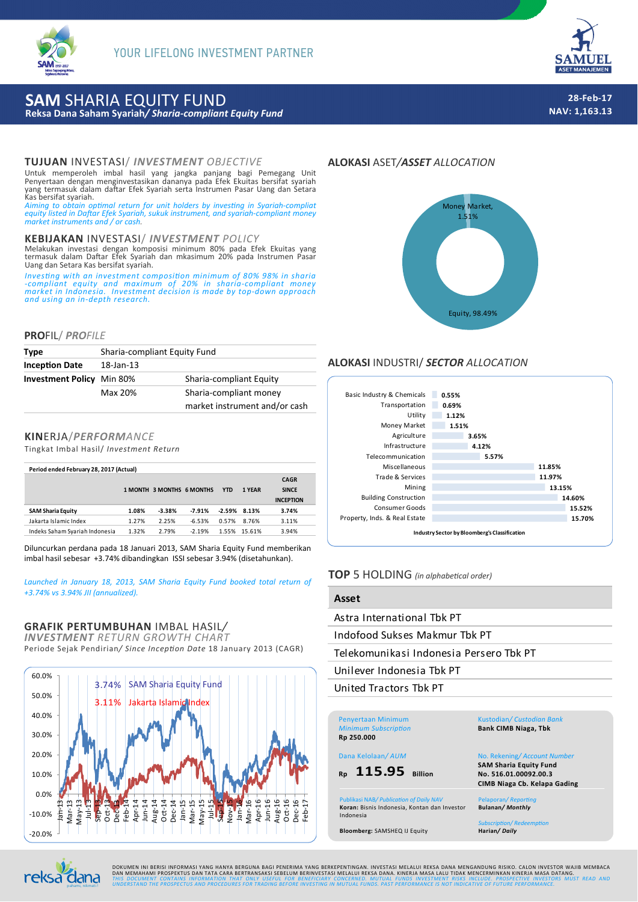YOUR LIFELONG INVESTMENT PARTNER

# SAM SHARIA EQUITY FUND

**Reksa Dana Saham Syariah/ *Sharia-compliant Equity Fund***

**28-Feb-17**
**NAV: 1,163.13**

## TUJUAN INVESTASI/ *INVESTMENT OBJECTIVE*

Untuk memperoleh imbal hasil yang jangka panjang bagi Pemegang Unit Penyertaan dengan menginvestasikan dananya pada Efek Ekuitas bersifat syariah yang termasuk dalam daftar Efek Syariah serta Instrumen Pasar Uang dan Setara Kas bersifat syariah.

*Aiming to obtain optimal return for unit holders by investing in Syariah-compliat equity listed in Daftar Efek Syariah, sukuk instrument, and syariah-compliant money market instruments and / or cash.*

## KEBIJAKAN INVESTASI/ *INVESTMENT POLICY*

Melakukan investasi dengan komposisi minimum 80% pada Efek Ekuitas yang termasuk dalam Daftar Efek Syariah dan mkasimum 20% pada Instrumen Pasar Uang dan Setara Kas bersifat syariah.

*Investing with an investment composition minimum of 80% 98% in sharia -compliant equity and maximum of 20% in sharia-compliant money market in Indonesia. Investment decision is made by top-down approach and using an in-depth research.*

## PROFIL/ *PROFILE*

| | | |
|---|---|---|
| **Type** | Sharia-compliant Equity Fund | |
| **Inception Date** | 18-Jan-13 | |
| **Investment Policy** | Min 80% | Sharia-compliant Equity |
| | Max 20% | Sharia-compliant money market instrument and/or cash |

## KINERJA/*PERFORMANCE*

Tingkat Imbal Hasil/ *Investment Return*

**Period ended February 28, 2017 (Actual)**

| | 1 MONTH | 3 MONTHS | 6 MONTHS | YTD | 1 YEAR | CAGR SINCE INCEPTION |
|---|---|---|---|---|---|---|
| **SAM Sharia Equity** | 1.08% | -3.38% | -7.91% | -2.59% | 8.13% | 3.74% |
| Jakarta Islamic Index | 1.27% | 2.25% | -6.53% | 0.57% | 8.76% | 3.11% |
| Indeks Saham Syariah Indonesia | 1.32% | 2.79% | -2.19% | 1.55% | 15.61% | 3.94% |

Diluncurkan perdana pada 18 Januari 2013, SAM Sharia Equity Fund memberikan imbal hasil sebesar +3.74% dibandingkan ISSI sebesar 3.94% (disetahunkan).

*Launched in January 18, 2013, SAM Sharia Equity Fund booked total return of +3.74% vs 3.94% JII (annualized).*

## GRAFIK PERTUMBUHAN IMBAL HASIL/ *INVESTMENT RETURN GROWTH CHART*

Periode Sejak Pendirian/ *Since Inception Date* 18 January 2013 (CAGR)

3.74% SAM Sharia Equity Fund
3.11% Jakarta Islamic Index

60.0%, 50.0%, 40.0%, 30.0%, 20.0%, 10.0%, 0.0%, -10.0%, -20.0%

Jan-13, Mar-13, May-13, Jul-13, Sep-13, Oct-13, Dec-13, Feb-14, Apr-14, Jun-14, Aug-14, Oct-14, Dec-14, Jan-15, Mar-15, May-15, Jul-15, Sep-15, Nov-15, Jan-16, Mar-16, Apr-16, Jun-16, Aug-16, Oct-16, Dec-16, Feb-17

## ALOKASI ASET/*ASSET ALLOCATION*

Money Market, 1.51%
Equity, 98.49%

## ALOKASI INDUSTRI/ *SECTOR ALLOCATION*

Basic Industry & Chemicals 0.55%
Transportation 0.69%
Utility 1.12%
Money Market 1.51%
Agriculture 3.65%
Infrastructure 4.12%
Telecommunication 5.57%
Miscellaneous 11.85%
Trade & Services 11.97%
Mining 13.15%
Building Construction 14.60%
Consumer Goods 15.52%
Property, Inds. & Real Estate 15.70%

Industry Sector by Bloomberg's Classification

## TOP 5 HOLDING *(in alphabetical order)*

| Asset |
|---|
| Astra International Tbk PT |
| Indofood Sukses Makmur Tbk PT |
| Telekomunikasi Indonesia Persero Tbk PT |
| Unilever Indonesia Tbk PT |
| United Tractors Tbk PT |

Penyertaan Minimum/ *Minimum Subscription*
**Rp 250.000**

Kustodian/ *Custodian Bank*
**Bank CIMB Niaga, Tbk**

Dana Kelolaan/ *AUM*
**Rp 115.95 Billion**

No. Rekening/ *Account Number*
**SAM Sharia Equity Fund**
**No. 516.01.00092.00.3**
**CIMB Niaga Cb. Kelapa Gading**

Publikasi NAB/ *Publication of Daily NAV*
**Koran:** Bisnis Indonesia, Kontan dan Investor Indonesia

**Bloomberg:** SAMSHEQ IJ Equity

Pelaporan/ *Reporting*
**Bulanan/ *Monthly***

*Subscription/ Redeemption*
**Harian/ *Daily***

DOKUMEN INI BERISI INFORMASI YANG HANYA BERGUNA BAGI PENERIMA YANG BERKEPENTINGAN. INVESTASI MELALUI REKSA DANA MENGANDUNG RISIKO. CALON INVESTOR WAJIB MEMBACA DAN MEMAHAMI PROSPEKTUS DAN TATA CARA BERTRANSAKSI SEBELUM BERINVESTASI MELALUI REKSA DANA. KINERJA MASA LALU TIDAK MENCERMINKAN KINERJA MASA DATANG.
*THIS DOCUMENT CONTAINS INFORMATION THAT ONLY USEFUL FOR BENEFICIARY CONCERNED. MUTUAL FUNDS INVESTMENT RISKS INCLUDE. PROSPECTIVE INVESTORS MUST READ AND UNDERSTAND THE PROSPECTUS AND PROCEDURES FOR TRADING BEFORE INVESTING IN MUTUAL FUNDS. PAST PERFORMANCE IS NOT INDICATIVE OF FUTURE PERFORMANCE.*